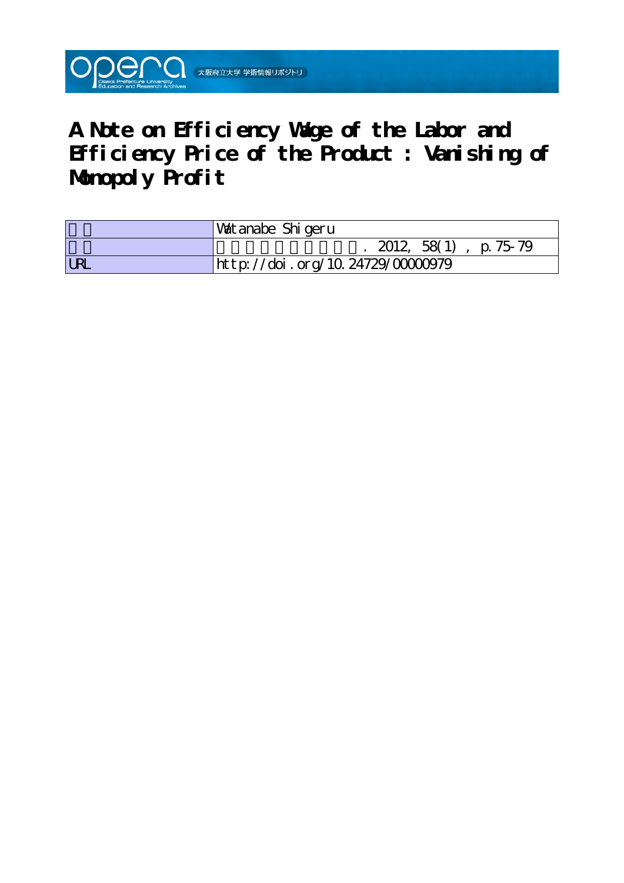# A Note on Efficiency Wage of the Labor and Efficiency Price of the Product : Vanishing of Monopoly Profit

| | |
|---|---|
| | Watanabe Shigeru |
| | . 2012, 58(1) , p.75-79 |
| URL | http://doi.org/10.24729/00000979 |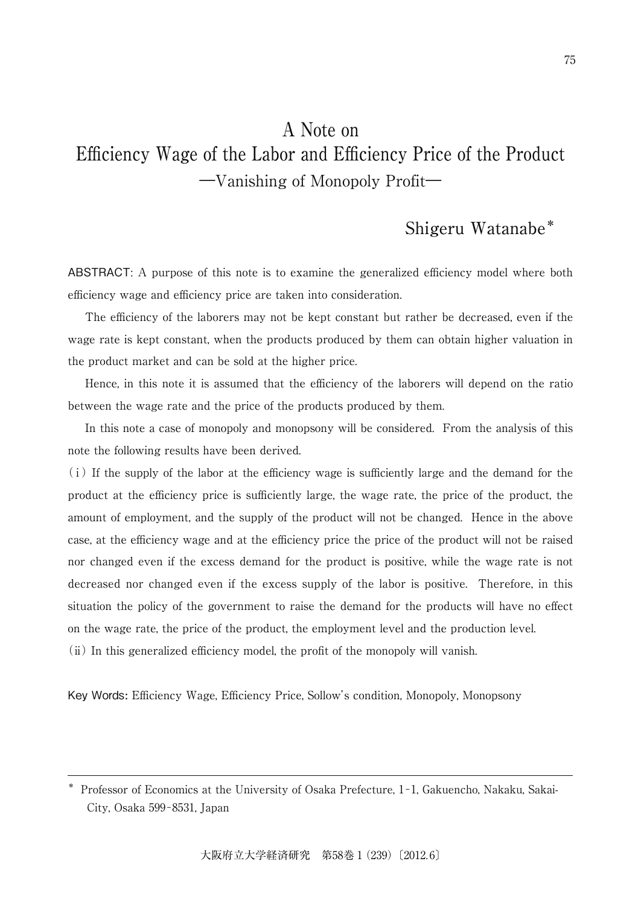# A Note on Efficiency Wage of the Labor and Efficiency Price of the Product —Vanishing of Monopoly Profit—

## Shigeru Watanabe*

**ABSTRACT:** A purpose of this note is to examine the generalized efficiency model where both efficiency wage and efficiency price are taken into consideration.

The efficiency of the laborers may not be kept constant but rather be decreased, even if the wage rate is kept constant, when the products produced by them can obtain higher valuation in the product market and can be sold at the higher price.

Hence, in this note it is assumed that the efficiency of the laborers will depend on the ratio between the wage rate and the price of the products produced by them.

In this note a case of monopoly and monopsony will be considered. From the analysis of this note the following results have been derived.

(i) If the supply of the labor at the efficiency wage is sufficiently large and the demand for the product at the efficiency price is sufficiently large, the wage rate, the price of the product, the amount of employment, and the supply of the product will not be changed. Hence in the above case, at the efficiency wage and at the efficiency price the price of the product will not be raised nor changed even if the excess demand for the product is positive, while the wage rate is not decreased nor changed even if the excess supply of the labor is positive. Therefore, in this situation the policy of the government to raise the demand for the products will have no effect on the wage rate, the price of the product, the employment level and the production level.

(ii) In this generalized efficiency model, the profit of the monopoly will vanish.

**Key Words:** Efficiency Wage, Efficiency Price, Sollow's condition, Monopoly, Monopsony

---

\* Professor of Economics at the University of Osaka Prefecture, 1-1, Gakuencho, Nakaku, Sakai-City, Osaka 599-8531, Japan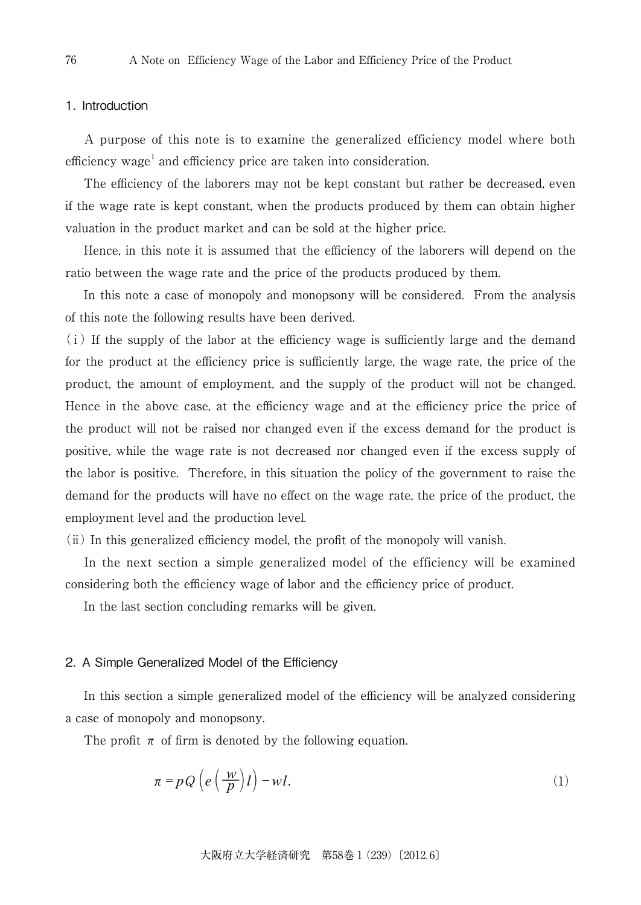## 1. Introduction

A purpose of this note is to examine the generalized efficiency model where both efficiency wage[1] and efficiency price are taken into consideration.

The efficiency of the laborers may not be kept constant but rather be decreased, even if the wage rate is kept constant, when the products produced by them can obtain higher valuation in the product market and can be sold at the higher price.

Hence, in this note it is assumed that the efficiency of the laborers will depend on the ratio between the wage rate and the price of the products produced by them.

In this note a case of monopoly and monopsony will be considered. From the analysis of this note the following results have been derived.

(i) If the supply of the labor at the efficiency wage is sufficiently large and the demand for the product at the efficiency price is sufficiently large, the wage rate, the price of the product, the amount of employment, and the supply of the product will not be changed. Hence in the above case, at the efficiency wage and at the efficiency price the price of the product will not be raised nor changed even if the excess demand for the product is positive, while the wage rate is not decreased nor changed even if the excess supply of the labor is positive. Therefore, in this situation the policy of the government to raise the demand for the products will have no effect on the wage rate, the price of the product, the employment level and the production level.

(ii) In this generalized efficiency model, the profit of the monopoly will vanish.

In the next section a simple generalized model of the efficiency will be examined considering both the efficiency wage of labor and the efficiency price of product.

In the last section concluding remarks will be given.

## 2. A Simple Generalized Model of the Efficiency

In this section a simple generalized model of the efficiency will be analyzed considering a case of monopoly and monopsony.

The profit $\pi$ of firm is denoted by the following equation.

$$\pi = pQ\left(e\left(\frac{w}{p}\right)l\right) - wl, \tag{1}$$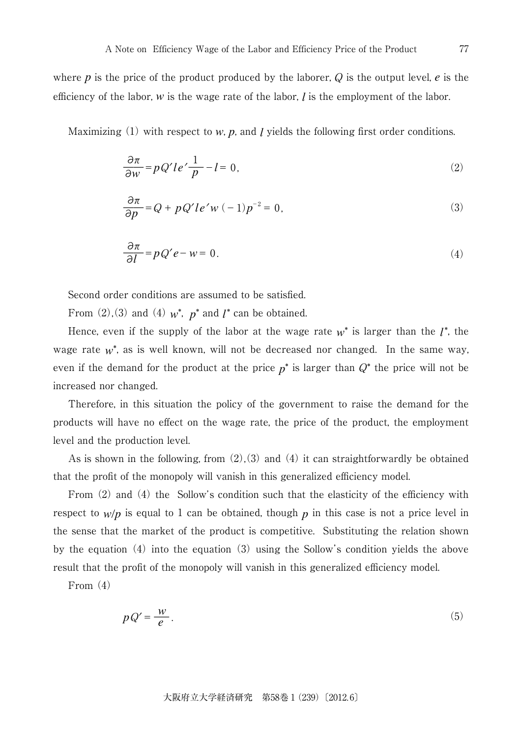where $p$ is the price of the product produced by the laborer, $Q$ is the output level, $e$ is the efficiency of the labor, $w$ is the wage rate of the labor, $l$ is the employment of the labor.

Maximizing (1) with respect to $w$, $p$, and $l$ yields the following first order conditions.

$$\frac{\partial \pi}{\partial w} = pQ'le'\frac{1}{p} - l = 0, \tag{2}$$

$$\frac{\partial \pi}{\partial p} = Q + pQ'le'w(-1)p^{-2} = 0, \tag{3}$$

$$\frac{\partial \pi}{\partial l} = pQ'e - w = 0. \tag{4}$$

Second order conditions are assumed to be satisfied.

From (2),(3) and (4) $w^*$, $p^*$ and $l^*$ can be obtained.

Hence, even if the supply of the labor at the wage rate $w^*$ is larger than the $l^*$, the wage rate $w^*$, as is well known, will not be decreased nor changed. In the same way, even if the demand for the product at the price $p^*$ is larger than $Q^*$ the price will not be increased nor changed.

Therefore, in this situation the policy of the government to raise the demand for the products will have no effect on the wage rate, the price of the product, the employment level and the production level.

As is shown in the following, from (2),(3) and (4) it can straightforwardly be obtained that the profit of the monopoly will vanish in this generalized efficiency model.

From (2) and (4) the Sollow's condition such that the elasticity of the efficiency with respect to $w/p$ is equal to 1 can be obtained, though $p$ in this case is not a price level in the sense that the market of the product is competitive. Substituting the relation shown by the equation (4) into the equation (3) using the Sollow's condition yields the above result that the profit of the monopoly will vanish in this generalized efficiency model.

From (4)

$$pQ' = \frac{w}{e}. \tag{5}$$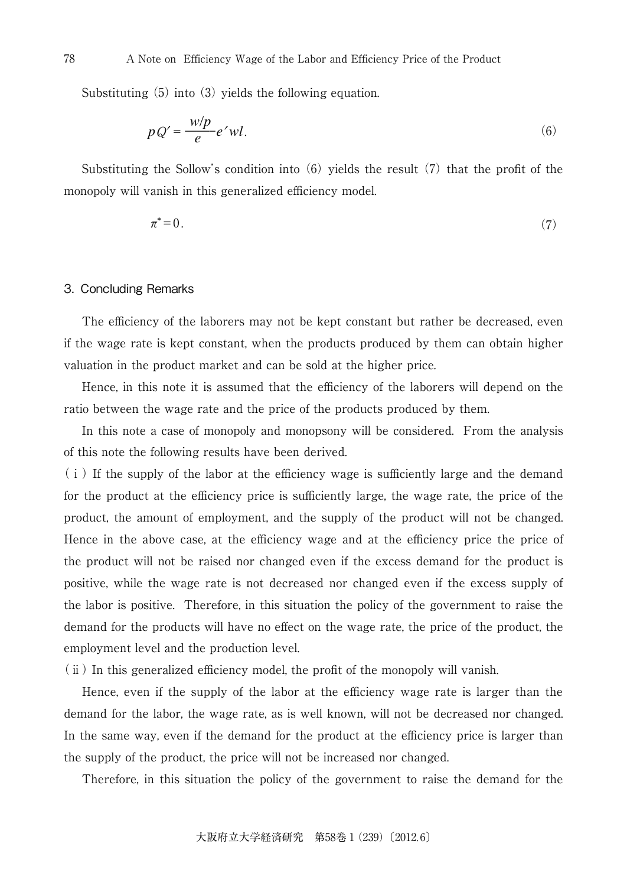Substituting (5) into (3) yields the following equation.

$$pQ' = \frac{w/p}{e} e' wl. \tag{6}$$

Substituting the Sollow's condition into (6) yields the result (7) that the profit of the monopoly will vanish in this generalized efficiency model.

$$\pi^* = 0. \tag{7}$$

## 3. Concluding Remarks

The efficiency of the laborers may not be kept constant but rather be decreased, even if the wage rate is kept constant, when the products produced by them can obtain higher valuation in the product market and can be sold at the higher price.

Hence, in this note it is assumed that the efficiency of the laborers will depend on the ratio between the wage rate and the price of the products produced by them.

In this note a case of monopoly and monopsony will be considered. From the analysis of this note the following results have been derived.

( i ) If the supply of the labor at the efficiency wage is sufficiently large and the demand for the product at the efficiency price is sufficiently large, the wage rate, the price of the product, the amount of employment, and the supply of the product will not be changed. Hence in the above case, at the efficiency wage and at the efficiency price the price of the product will not be raised nor changed even if the excess demand for the product is positive, while the wage rate is not decreased nor changed even if the excess supply of the labor is positive. Therefore, in this situation the policy of the government to raise the demand for the products will have no effect on the wage rate, the price of the product, the employment level and the production level.

( ii ) In this generalized efficiency model, the profit of the monopoly will vanish.

Hence, even if the supply of the labor at the efficiency wage rate is larger than the demand for the labor, the wage rate, as is well known, will not be decreased nor changed. In the same way, even if the demand for the product at the efficiency price is larger than the supply of the product, the price will not be increased nor changed.

Therefore, in this situation the policy of the government to raise the demand for the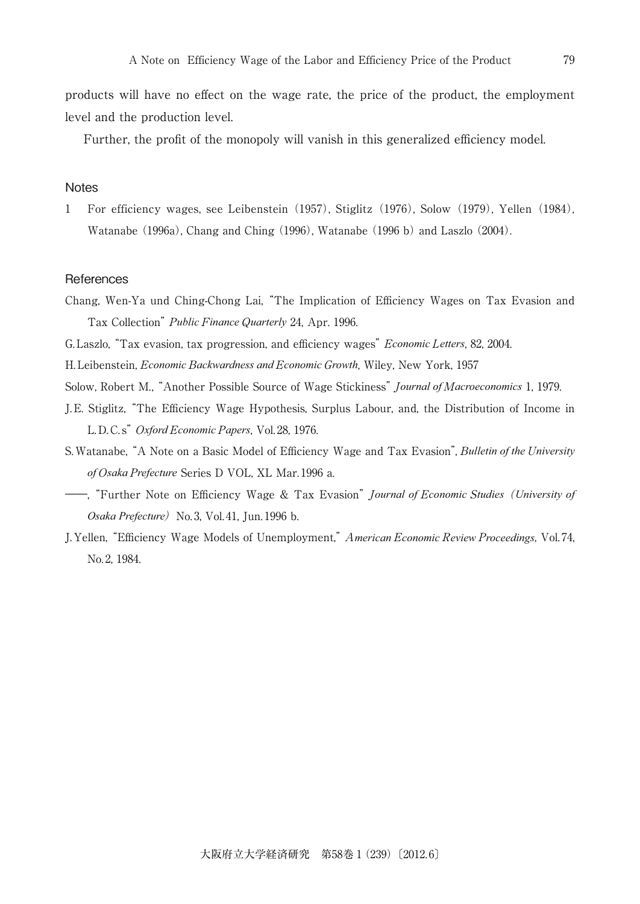products will have no effect on the wage rate, the price of the product, the employment level and the production level.

Further, the profit of the monopoly will vanish in this generalized efficiency model.

## Notes

1 For efficiency wages, see Leibenstein (1957), Stiglitz (1976), Solow (1979), Yellen (1984), Watanabe (1996a), Chang and Ching (1996), Watanabe (1996 b) and Laszlo (2004).

## References

Chang, Wen-Ya und Ching-Chong Lai, "The Implication of Efficiency Wages on Tax Evasion and Tax Collection" *Public Finance Quarterly* 24, Apr. 1996.

G. Laszlo, "Tax evasion, tax progression, and efficiency wages" *Economic Letters*, 82, 2004.

H. Leibenstein, *Economic Backwardness and Economic Growth*, Wiley, New York, 1957

Solow, Robert M., "Another Possible Source of Wage Stickiness" *Journal of Macroeconomics* 1, 1979.

J. E. Stiglitz, "The Efficiency Wage Hypothesis, Surplus Labour, and, the Distribution of Income in L. D. C. s" *Oxford Economic Papers*, Vol. 28, 1976.

S. Watanabe, "A Note on a Basic Model of Efficiency Wage and Tax Evasion", *Bulletin of the University of Osaka Prefecture* Series D VOL, XL Mar. 1996 a.

——, "Further Note on Efficiency Wage & Tax Evasion" *Journal of Economic Studies (University of Osaka Prefecture)* No. 3, Vol. 41, Jun. 1996 b.

J. Yellen, "Efficiency Wage Models of Unemployment," *American Economic Review Proceedings*, Vol. 74, No. 2, 1984.